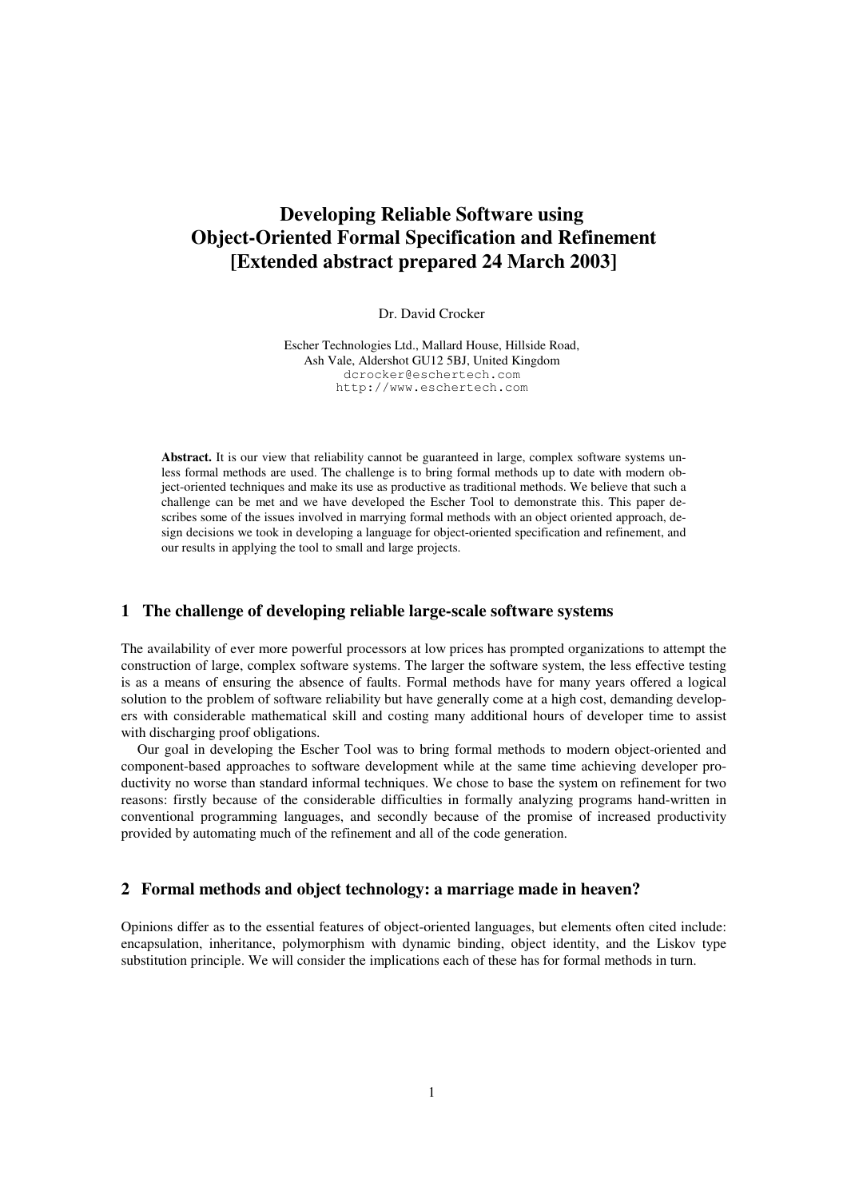# Developing Reliable Software using Object-Oriented Formal Specification and Refinement [Extended abstract prepared 24 March 2003]

Dr. David Crocker

Escher Technologies Ltd., Mallard House, Hillside Road,
Ash Vale, Aldershot GU12 5BJ, United Kingdom
dcrocker@eschertech.com
http://www.eschertech.com

**Abstract.** It is our view that reliability cannot be guaranteed in large, complex software systems unless formal methods are used. The challenge is to bring formal methods up to date with modern object-oriented techniques and make its use as productive as traditional methods. We believe that such a challenge can be met and we have developed the Escher Tool to demonstrate this. This paper describes some of the issues involved in marrying formal methods with an object oriented approach, design decisions we took in developing a language for object-oriented specification and refinement, and our results in applying the tool to small and large projects.

## 1 The challenge of developing reliable large-scale software systems

The availability of ever more powerful processors at low prices has prompted organizations to attempt the construction of large, complex software systems. The larger the software system, the less effective testing is as a means of ensuring the absence of faults. Formal methods have for many years offered a logical solution to the problem of software reliability but have generally come at a high cost, demanding developers with considerable mathematical skill and costing many additional hours of developer time to assist with discharging proof obligations.

Our goal in developing the Escher Tool was to bring formal methods to modern object-oriented and component-based approaches to software development while at the same time achieving developer productivity no worse than standard informal techniques. We chose to base the system on refinement for two reasons: firstly because of the considerable difficulties in formally analyzing programs hand-written in conventional programming languages, and secondly because of the promise of increased productivity provided by automating much of the refinement and all of the code generation.

## 2 Formal methods and object technology: a marriage made in heaven?

Opinions differ as to the essential features of object-oriented languages, but elements often cited include: encapsulation, inheritance, polymorphism with dynamic binding, object identity, and the Liskov type substitution principle. We will consider the implications each of these has for formal methods in turn.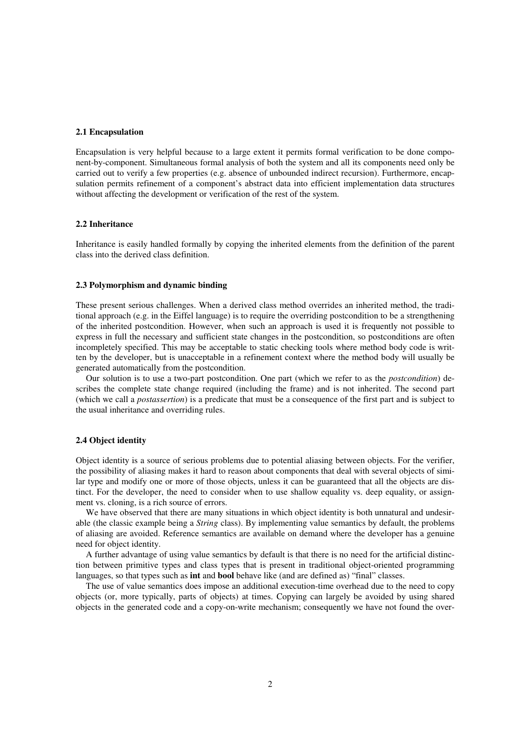### 2.1 Encapsulation

Encapsulation is very helpful because to a large extent it permits formal verification to be done component-by-component. Simultaneous formal analysis of both the system and all its components need only be carried out to verify a few properties (e.g. absence of unbounded indirect recursion). Furthermore, encapsulation permits refinement of a component's abstract data into efficient implementation data structures without affecting the development or verification of the rest of the system.

### 2.2 Inheritance

Inheritance is easily handled formally by copying the inherited elements from the definition of the parent class into the derived class definition.

### 2.3 Polymorphism and dynamic binding

These present serious challenges. When a derived class method overrides an inherited method, the traditional approach (e.g. in the Eiffel language) is to require the overriding postcondition to be a strengthening of the inherited postcondition. However, when such an approach is used it is frequently not possible to express in full the necessary and sufficient state changes in the postcondition, so postconditions are often incompletely specified. This may be acceptable to static checking tools where method body code is written by the developer, but is unacceptable in a refinement context where the method body will usually be generated automatically from the postcondition.

Our solution is to use a two-part postcondition. One part (which we refer to as the *postcondition*) describes the complete state change required (including the frame) and is not inherited. The second part (which we call a *postassertion*) is a predicate that must be a consequence of the first part and is subject to the usual inheritance and overriding rules.

### 2.4 Object identity

Object identity is a source of serious problems due to potential aliasing between objects. For the verifier, the possibility of aliasing makes it hard to reason about components that deal with several objects of similar type and modify one or more of those objects, unless it can be guaranteed that all the objects are distinct. For the developer, the need to consider when to use shallow equality vs. deep equality, or assignment vs. cloning, is a rich source of errors.

We have observed that there are many situations in which object identity is both unnatural and undesirable (the classic example being a *String* class). By implementing value semantics by default, the problems of aliasing are avoided. Reference semantics are available on demand where the developer has a genuine need for object identity.

A further advantage of using value semantics by default is that there is no need for the artificial distinction between primitive types and class types that is present in traditional object-oriented programming languages, so that types such as **int** and **bool** behave like (and are defined as) "final" classes.

The use of value semantics does impose an additional execution-time overhead due to the need to copy objects (or, more typically, parts of objects) at times. Copying can largely be avoided by using shared objects in the generated code and a copy-on-write mechanism; consequently we have not found the over-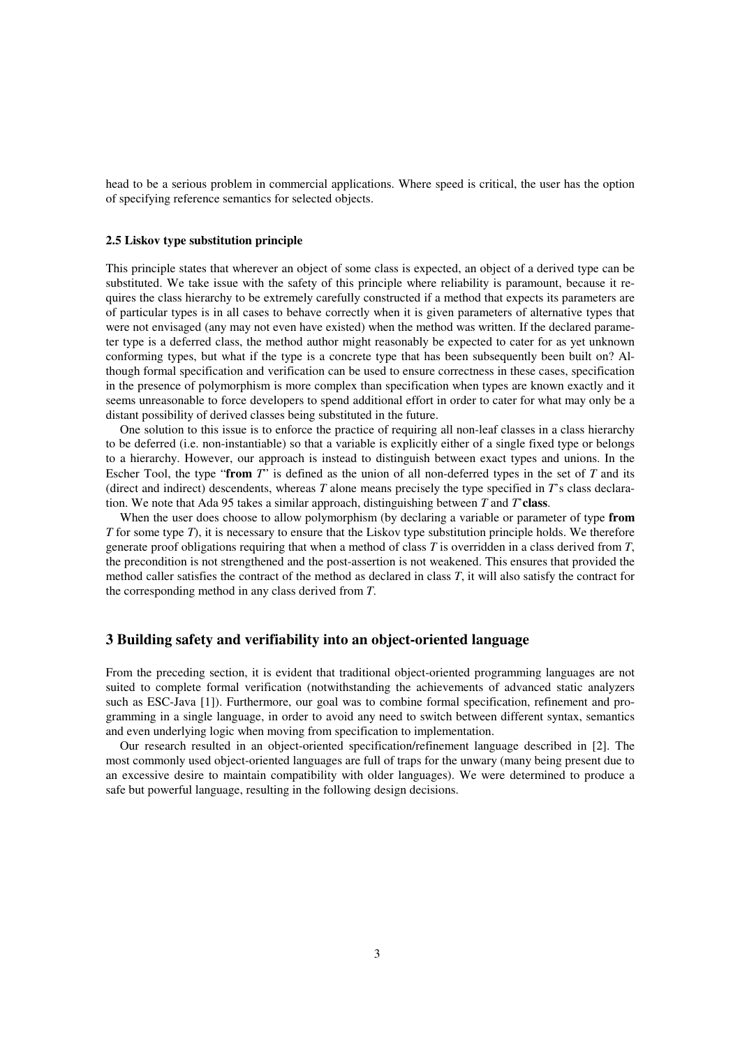head to be a serious problem in commercial applications. Where speed is critical, the user has the option of specifying reference semantics for selected objects.

### 2.5 Liskov type substitution principle

This principle states that wherever an object of some class is expected, an object of a derived type can be substituted. We take issue with the safety of this principle where reliability is paramount, because it requires the class hierarchy to be extremely carefully constructed if a method that expects its parameters are of particular types is in all cases to behave correctly when it is given parameters of alternative types that were not envisaged (any may not even have existed) when the method was written. If the declared parameter type is a deferred class, the method author might reasonably be expected to cater for as yet unknown conforming types, but what if the type is a concrete type that has been subsequently been built on? Although formal specification and verification can be used to ensure correctness in these cases, specification in the presence of polymorphism is more complex than specification when types are known exactly and it seems unreasonable to force developers to spend additional effort in order to cater for what may only be a distant possibility of derived classes being substituted in the future.

One solution to this issue is to enforce the practice of requiring all non-leaf classes in a class hierarchy to be deferred (i.e. non-instantiable) so that a variable is explicitly either of a single fixed type or belongs to a hierarchy. However, our approach is instead to distinguish between exact types and unions. In the Escher Tool, the type "**from** *T*" is defined as the union of all non-deferred types in the set of *T* and its (direct and indirect) descendents, whereas *T* alone means precisely the type specified in *T*'s class declaration. We note that Ada 95 takes a similar approach, distinguishing between *T* and *T*'**class**.

When the user does choose to allow polymorphism (by declaring a variable or parameter of type **from** *T* for some type *T*), it is necessary to ensure that the Liskov type substitution principle holds. We therefore generate proof obligations requiring that when a method of class *T* is overridden in a class derived from *T*, the precondition is not strengthened and the post-assertion is not weakened. This ensures that provided the method caller satisfies the contract of the method as declared in class *T*, it will also satisfy the contract for the corresponding method in any class derived from *T*.

## 3 Building safety and verifiability into an object-oriented language

From the preceding section, it is evident that traditional object-oriented programming languages are not suited to complete formal verification (notwithstanding the achievements of advanced static analyzers such as ESC-Java [1]). Furthermore, our goal was to combine formal specification, refinement and programming in a single language, in order to avoid any need to switch between different syntax, semantics and even underlying logic when moving from specification to implementation.

Our research resulted in an object-oriented specification/refinement language described in [2]. The most commonly used object-oriented languages are full of traps for the unwary (many being present due to an excessive desire to maintain compatibility with older languages). We were determined to produce a safe but powerful language, resulting in the following design decisions.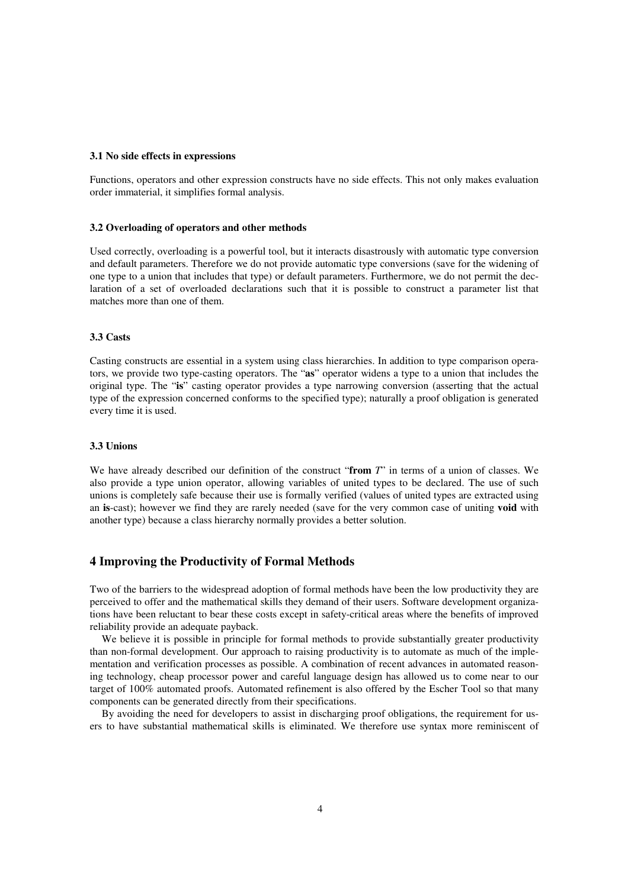### 3.1 No side effects in expressions

Functions, operators and other expression constructs have no side effects. This not only makes evaluation order immaterial, it simplifies formal analysis.

### 3.2 Overloading of operators and other methods

Used correctly, overloading is a powerful tool, but it interacts disastrously with automatic type conversion and default parameters. Therefore we do not provide automatic type conversions (save for the widening of one type to a union that includes that type) or default parameters. Furthermore, we do not permit the declaration of a set of overloaded declarations such that it is possible to construct a parameter list that matches more than one of them.

### 3.3 Casts

Casting constructs are essential in a system using class hierarchies. In addition to type comparison operators, we provide two type-casting operators. The "**as**" operator widens a type to a union that includes the original type. The "**is**" casting operator provides a type narrowing conversion (asserting that the actual type of the expression concerned conforms to the specified type); naturally a proof obligation is generated every time it is used.

### 3.3 Unions

We have already described our definition of the construct "**from** *T*" in terms of a union of classes. We also provide a type union operator, allowing variables of united types to be declared. The use of such unions is completely safe because their use is formally verified (values of united types are extracted using an **is**-cast); however we find they are rarely needed (save for the very common case of uniting **void** with another type) because a class hierarchy normally provides a better solution.

## 4 Improving the Productivity of Formal Methods

Two of the barriers to the widespread adoption of formal methods have been the low productivity they are perceived to offer and the mathematical skills they demand of their users. Software development organizations have been reluctant to bear these costs except in safety-critical areas where the benefits of improved reliability provide an adequate payback.

We believe it is possible in principle for formal methods to provide substantially greater productivity than non-formal development. Our approach to raising productivity is to automate as much of the implementation and verification processes as possible. A combination of recent advances in automated reasoning technology, cheap processor power and careful language design has allowed us to come near to our target of 100% automated proofs. Automated refinement is also offered by the Escher Tool so that many components can be generated directly from their specifications.

By avoiding the need for developers to assist in discharging proof obligations, the requirement for users to have substantial mathematical skills is eliminated. We therefore use syntax more reminiscent of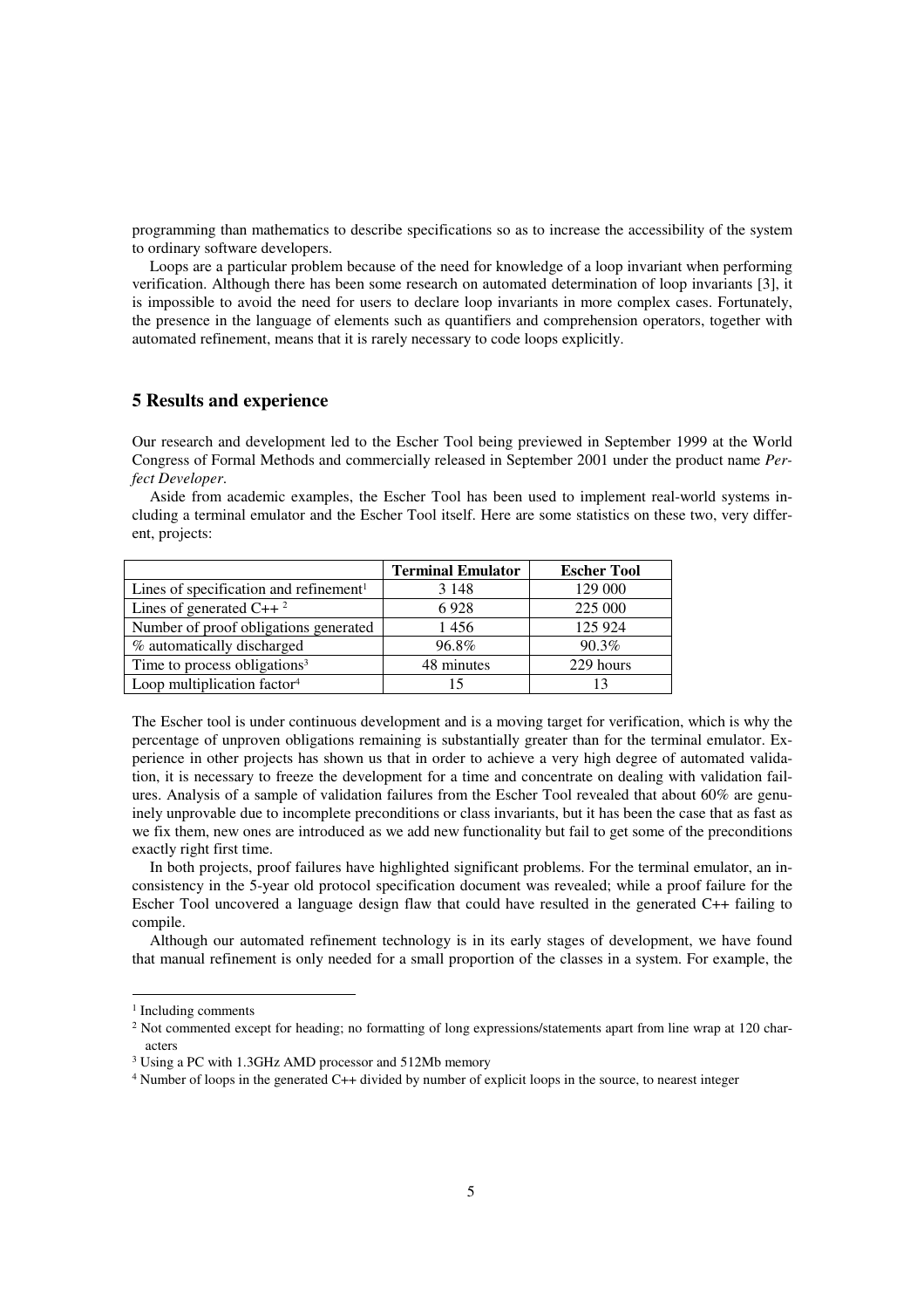programming than mathematics to describe specifications so as to increase the accessibility of the system to ordinary software developers.

Loops are a particular problem because of the need for knowledge of a loop invariant when performing verification. Although there has been some research on automated determination of loop invariants [3], it is impossible to avoid the need for users to declare loop invariants in more complex cases. Fortunately, the presence in the language of elements such as quantifiers and comprehension operators, together with automated refinement, means that it is rarely necessary to code loops explicitly.

## 5 Results and experience

Our research and development led to the Escher Tool being previewed in September 1999 at the World Congress of Formal Methods and commercially released in September 2001 under the product name *Perfect Developer*.

Aside from academic examples, the Escher Tool has been used to implement real-world systems including a terminal emulator and the Escher Tool itself. Here are some statistics on these two, very different, projects:

| | Terminal Emulator | Escher Tool |
|---|---|---|
| Lines of specification and refinement[1] | 3 148 | 129 000 |
| Lines of generated C++ [2] | 6 928 | 225 000 |
| Number of proof obligations generated | 1 456 | 125 924 |
| % automatically discharged | 96.8% | 90.3% |
| Time to process obligations[3] | 48 minutes | 229 hours |
| Loop multiplication factor[4] | 15 | 13 |

The Escher tool is under continuous development and is a moving target for verification, which is why the percentage of unproven obligations remaining is substantially greater than for the terminal emulator. Experience in other projects has shown us that in order to achieve a very high degree of automated validation, it is necessary to freeze the development for a time and concentrate on dealing with validation failures. Analysis of a sample of validation failures from the Escher Tool revealed that about 60% are genuinely unprovable due to incomplete preconditions or class invariants, but it has been the case that as fast as we fix them, new ones are introduced as we add new functionality but fail to get some of the preconditions exactly right first time.

In both projects, proof failures have highlighted significant problems. For the terminal emulator, an inconsistency in the 5-year old protocol specification document was revealed; while a proof failure for the Escher Tool uncovered a language design flaw that could have resulted in the generated C++ failing to compile.

Although our automated refinement technology is in its early stages of development, we have found that manual refinement is only needed for a small proportion of the classes in a system. For example, the

---

[1] Including comments

[2] Not commented except for heading; no formatting of long expressions/statements apart from line wrap at 120 characters

[3] Using a PC with 1.3GHz AMD processor and 512Mb memory

[4] Number of loops in the generated C++ divided by number of explicit loops in the source, to nearest integer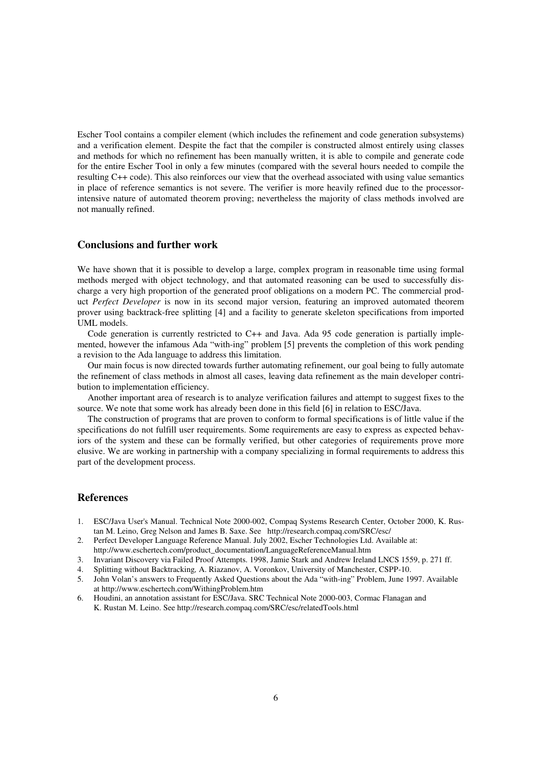Escher Tool contains a compiler element (which includes the refinement and code generation subsystems) and a verification element. Despite the fact that the compiler is constructed almost entirely using classes and methods for which no refinement has been manually written, it is able to compile and generate code for the entire Escher Tool in only a few minutes (compared with the several hours needed to compile the resulting C++ code). This also reinforces our view that the overhead associated with using value semantics in place of reference semantics is not severe. The verifier is more heavily refined due to the processor-intensive nature of automated theorem proving; nevertheless the majority of class methods involved are not manually refined.

## Conclusions and further work

We have shown that it is possible to develop a large, complex program in reasonable time using formal methods merged with object technology, and that automated reasoning can be used to successfully discharge a very high proportion of the generated proof obligations on a modern PC. The commercial product *Perfect Developer* is now in its second major version, featuring an improved automated theorem prover using backtrack-free splitting [4] and a facility to generate skeleton specifications from imported UML models.

Code generation is currently restricted to C++ and Java. Ada 95 code generation is partially implemented, however the infamous Ada "with-ing" problem [5] prevents the completion of this work pending a revision to the Ada language to address this limitation.

Our main focus is now directed towards further automating refinement, our goal being to fully automate the refinement of class methods in almost all cases, leaving data refinement as the main developer contribution to implementation efficiency.

Another important area of research is to analyze verification failures and attempt to suggest fixes to the source. We note that some work has already been done in this field [6] in relation to ESC/Java.

The construction of programs that are proven to conform to formal specifications is of little value if the specifications do not fulfill user requirements. Some requirements are easy to express as expected behaviors of the system and these can be formally verified, but other categories of requirements prove more elusive. We are working in partnership with a company specializing in formal requirements to address this part of the development process.

## References

1. ESC/Java User's Manual. Technical Note 2000-002, Compaq Systems Research Center, October 2000, K. Rustan M. Leino, Greg Nelson and James B. Saxe. See http://research.compaq.com/SRC/esc/
2. Perfect Developer Language Reference Manual. July 2002, Escher Technologies Ltd. Available at: http://www.eschertech.com/product_documentation/LanguageReferenceManual.htm
3. Invariant Discovery via Failed Proof Attempts. 1998, Jamie Stark and Andrew Ireland LNCS 1559, p. 271 ff.
4. Splitting without Backtracking, A. Riazanov, A. Voronkov, University of Manchester, CSPP-10.
5. John Volan's answers to Frequently Asked Questions about the Ada "with-ing" Problem, June 1997. Available at http://www.eschertech.com/WithingProblem.htm
6. Houdini, an annotation assistant for ESC/Java. SRC Technical Note 2000-003, Cormac Flanagan and K. Rustan M. Leino. See http://research.compaq.com/SRC/esc/relatedTools.html